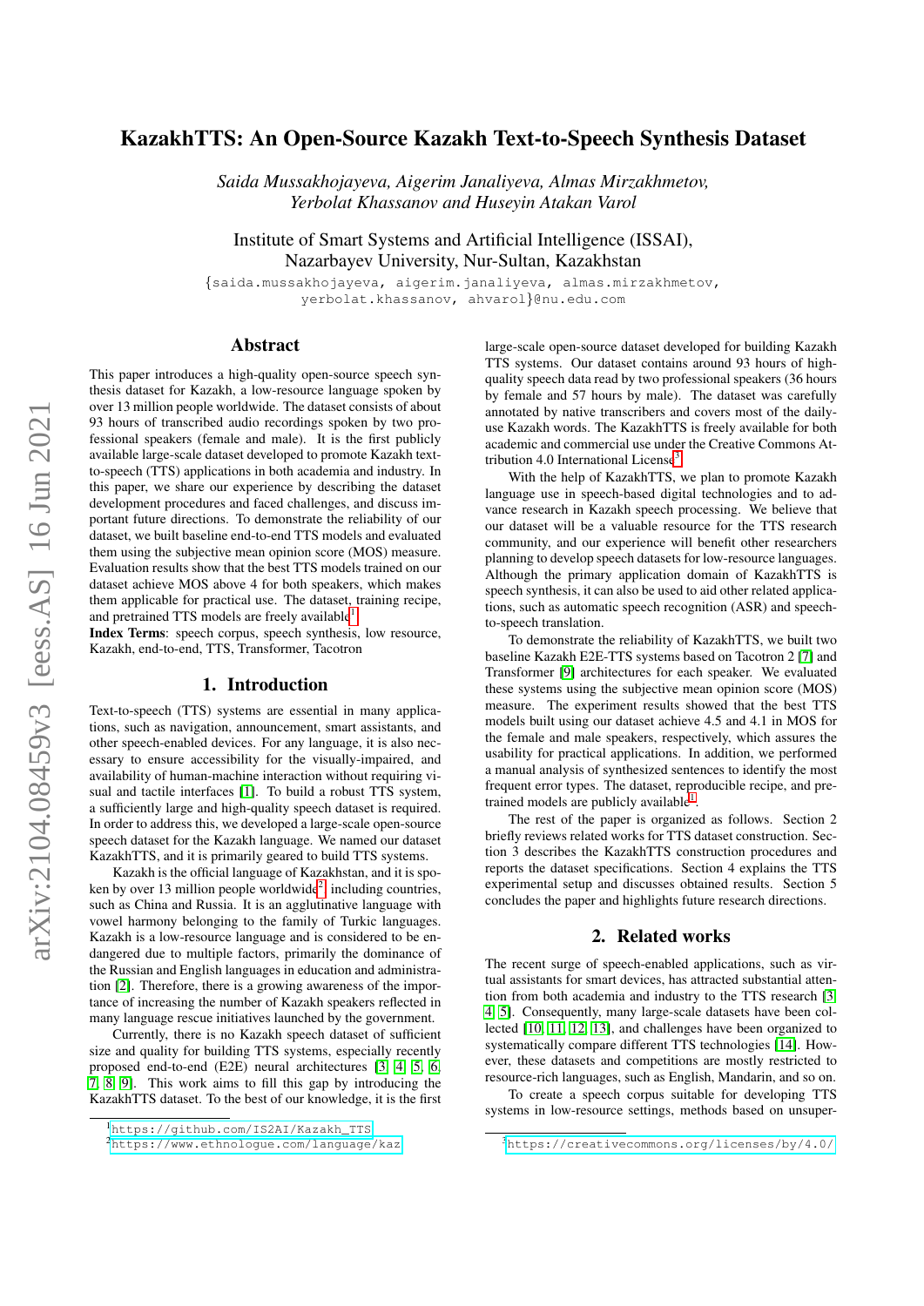# KazakhTTS: An Open-Source Kazakh Text-to-Speech Synthesis Dataset

*Saida Mussakhojayeva, Aigerim Janaliyeva, Almas Mirzakhmetov, Yerbolat Khassanov and Huseyin Atakan Varol*

Institute of Smart Systems and Artificial Intelligence (ISSAI),
Nazarbayev University, Nur-Sultan, Kazakhstan

{saida.mussakhojayeva, aigerim.janaliyeva, almas.mirzakhmetov, yerbolat.khassanov, ahvarol}@nu.edu.com

## Abstract

This paper introduces a high-quality open-source speech synthesis dataset for Kazakh, a low-resource language spoken by over 13 million people worldwide. The dataset consists of about 93 hours of transcribed audio recordings spoken by two professional speakers (female and male). It is the first publicly available large-scale dataset developed to promote Kazakh text-to-speech (TTS) applications in both academia and industry. In this paper, we share our experience by describing the dataset development procedures and faced challenges, and discuss important future directions. To demonstrate the reliability of our dataset, we built baseline end-to-end TTS models and evaluated them using the subjective mean opinion score (MOS) measure. Evaluation results show that the best TTS models trained on our dataset achieve MOS above 4 for both speakers, which makes them applicable for practical use. The dataset, training recipe, and pretrained models are freely available[1].

**Index Terms**: speech corpus, speech synthesis, low resource, Kazakh, end-to-end, TTS, Transformer, Tacotron

## 1. Introduction

Text-to-speech (TTS) systems are essential in many applications, such as navigation, announcement, smart assistants, and other speech-enabled devices. For any language, it is also necessary to ensure accessibility for the visually-impaired, and availability of human-machine interaction without requiring visual and tactile interfaces [1]. To build a robust TTS system, a sufficiently large and high-quality speech dataset is required. In order to address this, we developed a large-scale open-source speech dataset for the Kazakh language. We named our dataset KazakhTTS, and it is primarily geared to build TTS systems.

Kazakh is the official language of Kazakhstan, and it is spoken by over 13 million people worldwide[2], including countries, such as China and Russia. It is an agglutinative language with vowel harmony belonging to the family of Turkic languages. Kazakh is a low-resource language and is considered to be endangered due to multiple factors, primarily the dominance of the Russian and English languages in education and administration [2]. Therefore, there is a growing awareness of the importance of increasing the number of Kazakh speakers reflected in many language rescue initiatives launched by the government.

Currently, there is no Kazakh speech dataset of sufficient size and quality for building TTS systems, especially recently proposed end-to-end (E2E) neural architectures [3, 4, 5, 6, 7, 8, 9]. This work aims to fill this gap by introducing the KazakhTTS dataset. To the best of our knowledge, it is the first large-scale open-source dataset developed for building Kazakh TTS systems. Our dataset contains around 93 hours of high-quality speech data read by two professional speakers (36 hours by female and 57 hours by male). The dataset was carefully annotated by native transcribers and covers most of the daily-use Kazakh words. The KazakhTTS is freely available for both academic and commercial use under the Creative Commons Attribution 4.0 International License[3].

With the help of KazakhTTS, we plan to promote Kazakh language use in speech-based digital technologies and to advance research in Kazakh speech processing. We believe that our dataset will be a valuable resource for the TTS research community, and our experience will benefit other researchers planning to develop speech datasets for low-resource languages. Although the primary application domain of KazakhTTS is speech synthesis, it can also be used to aid other related applications, such as automatic speech recognition (ASR) and speech-to-speech translation.

To demonstrate the reliability of KazakhTTS, we built two baseline Kazakh E2E-TTS systems based on Tacotron 2 [7] and Transformer [9] architectures for each speaker. We evaluated these systems using the subjective mean opinion score (MOS) measure. The experiment results showed that the best TTS models built using our dataset achieve 4.5 and 4.1 in MOS for the female and male speakers, respectively, which assures the usability for practical applications. In addition, we performed a manual analysis of synthesized sentences to identify the most frequent error types. The dataset, reproducible recipe, and pretrained models are publicly available[1].

The rest of the paper is organized as follows. Section 2 briefly reviews related works for TTS dataset construction. Section 3 describes the KazakhTTS construction procedures and reports the dataset specifications. Section 4 explains the TTS experimental setup and discusses obtained results. Section 5 concludes the paper and highlights future research directions.

## 2. Related works

The recent surge of speech-enabled applications, such as virtual assistants for smart devices, has attracted substantial attention from both academia and industry to the TTS research [3, 4, 5]. Consequently, many large-scale datasets have been collected [10, 11, 12, 13], and challenges have been organized to systematically compare different TTS technologies [14]. However, these datasets and competitions are mostly restricted to resource-rich languages, such as English, Mandarin, and so on.

To create a speech corpus suitable for developing TTS systems in low-resource settings, methods based on unsuper-

---

[1] https://github.com/IS2AI/Kazakh_TTS

[2] https://www.ethnologue.com/language/kaz

[3] https://creativecommons.org/licenses/by/4.0/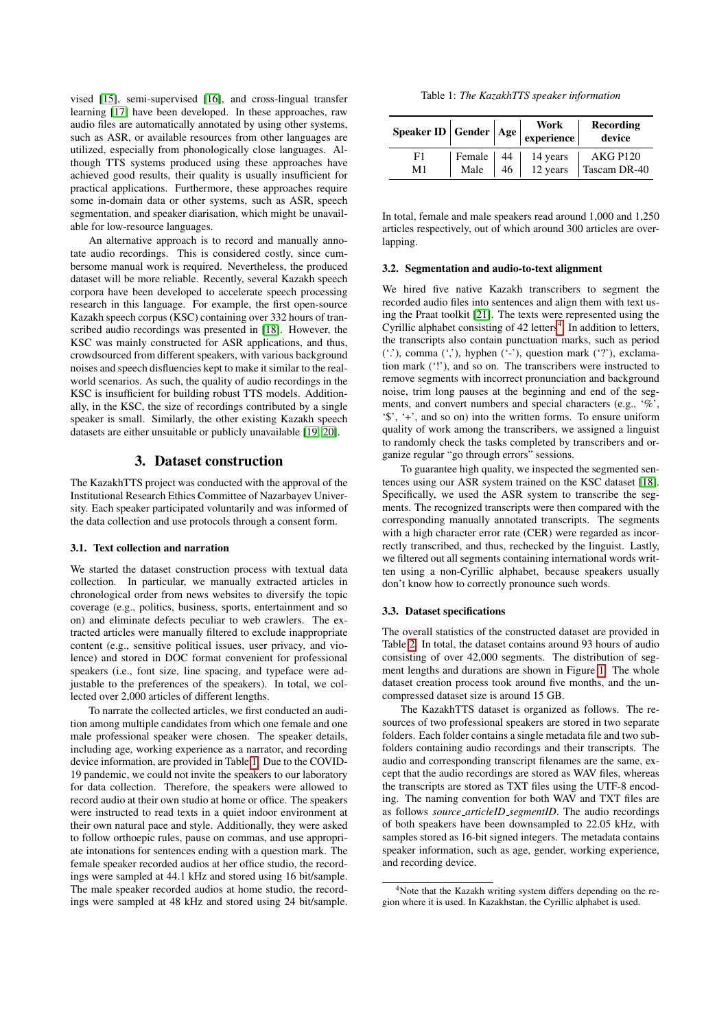vised [15], semi-supervised [16], and cross-lingual transfer learning [17] have been developed. In these approaches, raw audio files are automatically annotated by using other systems, such as ASR, or available resources from other languages are utilized, especially from phonologically close languages. Although TTS systems produced using these approaches have achieved good results, their quality is usually insufficient for practical applications. Furthermore, these approaches require some in-domain data or other systems, such as ASR, speech segmentation, and speaker diarisation, which might be unavailable for low-resource languages.

An alternative approach is to record and manually annotate audio recordings. This is considered costly, since cumbersome manual work is required. Nevertheless, the produced dataset will be more reliable. Recently, several Kazakh speech corpora have been developed to accelerate speech processing research in this language. For example, the first open-source Kazakh speech corpus (KSC) containing over 332 hours of transcribed audio recordings was presented in [18]. However, the KSC was mainly constructed for ASR applications, and thus, crowdsourced from different speakers, with various background noises and speech disfluencies kept to make it similar to the real-world scenarios. As such, the quality of audio recordings in the KSC is insufficient for building robust TTS models. Additionally, in the KSC, the size of recordings contributed by a single speaker is small. Similarly, the other existing Kazakh speech datasets are either unsuitable or publicly unavailable [19, 20].

## 3. Dataset construction

The KazakhTTS project was conducted with the approval of the Institutional Research Ethics Committee of Nazarbayev University. Each speaker participated voluntarily and was informed of the data collection and use protocols through a consent form.

### 3.1. Text collection and narration

We started the dataset construction process with textual data collection. In particular, we manually extracted articles in chronological order from news websites to diversify the topic coverage (e.g., politics, business, sports, entertainment and so on) and eliminate defects peculiar to web crawlers. The extracted articles were manually filtered to exclude inappropriate content (e.g., sensitive political issues, user privacy, and violence) and stored in DOC format convenient for professional speakers (i.e., font size, line spacing, and typeface were adjustable to the preferences of the speakers). In total, we collected over 2,000 articles of different lengths.

To narrate the collected articles, we first conducted an audition among multiple candidates from which one female and one male professional speaker were chosen. The speaker details, including age, working experience as a narrator, and recording device information, are provided in Table 1. Due to the COVID-19 pandemic, we could not invite the speakers to our laboratory for data collection. Therefore, the speakers were allowed to record audio at their own studio at home or office. The speakers were instructed to read texts in a quiet indoor environment at their own natural pace and style. Additionally, they were asked to follow orthoepic rules, pause on commas, and use appropriate intonations for sentences ending with a question mark. The female speaker recorded audios at her office studio, the recordings were sampled at 44.1 kHz and stored using 16 bit/sample. The male speaker recorded audios at home studio, the recordings were sampled at 48 kHz and stored using 24 bit/sample.

Table 1: *The KazakhTTS speaker information*

| Speaker ID | Gender | Age | Work experience | Recording device |
|---|---|---|---|---|
| F1 | Female | 44 | 14 years | AKG P120 |
| M1 | Male | 46 | 12 years | Tascam DR-40 |

In total, female and male speakers read around 1,000 and 1,250 articles respectively, out of which around 300 articles are overlapping.

### 3.2. Segmentation and audio-to-text alignment

We hired five native Kazakh transcribers to segment the recorded audio files into sentences and align them with text using the Praat toolkit [21]. The texts were represented using the Cyrillic alphabet consisting of 42 letters[4]. In addition to letters, the transcripts also contain punctuation marks, such as period ('.'), comma (','), hyphen ('-'), question mark ('?'), exclamation mark ('!'), and so on. The transcribers were instructed to remove segments with incorrect pronunciation and background noise, trim long pauses at the beginning and end of the segments, and convert numbers and special characters (e.g., '%', '$', '+', and so on) into the written forms. To ensure uniform quality of work among the transcribers, we assigned a linguist to randomly check the tasks completed by transcribers and organize regular "go through errors" sessions.

To guarantee high quality, we inspected the segmented sentences using our ASR system trained on the KSC dataset [18]. Specifically, we used the ASR system to transcribe the segments. The recognized transcripts were then compared with the corresponding manually annotated transcripts. The segments with a high character error rate (CER) were regarded as incorrectly transcribed, and thus, rechecked by the linguist. Lastly, we filtered out all segments containing international words written using a non-Cyrillic alphabet, because speakers usually don't know how to correctly pronounce such words.

### 3.3. Dataset specifications

The overall statistics of the constructed dataset are provided in Table 2. In total, the dataset contains around 93 hours of audio consisting of over 42,000 segments. The distribution of segment lengths and durations are shown in Figure 1. The whole dataset creation process took around five months, and the uncompressed dataset size is around 15 GB.

The KazakhTTS dataset is organized as follows. The resources of two professional speakers are stored in two separate folders. Each folder contains a single metadata file and two subfolders containing audio recordings and their transcripts. The audio and corresponding transcript filenames are the same, except that the audio recordings are stored as WAV files, whereas the transcripts are stored as TXT files using the UTF-8 encoding. The naming convention for both WAV and TXT files are as follows *source_articleID_segmentID*. The audio recordings of both speakers have been downsampled to 22.05 kHz, with samples stored as 16-bit signed integers. The metadata contains speaker information, such as age, gender, working experience, and recording device.

[4] Note that the Kazakh writing system differs depending on the region where it is used. In Kazakhstan, the Cyrillic alphabet is used.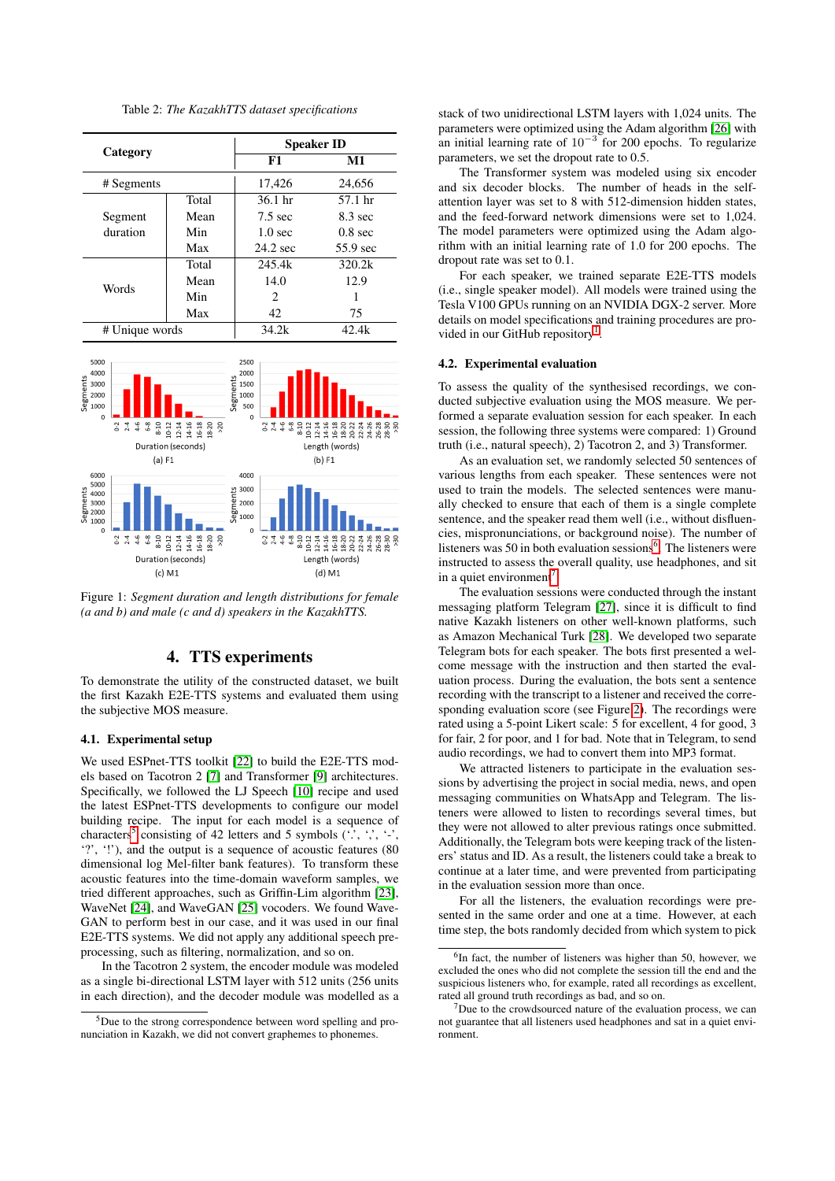Table 2: *The KazakhTTS dataset specifications*

| Category | | Speaker ID | |
|---|---|---|---|
| | | F1 | M1 |
| # Segments | | 17,426 | 24,656 |
| Segment duration | Total | 36.1 hr | 57.1 hr |
| | Mean | 7.5 sec | 8.3 sec |
| | Min | 1.0 sec | 0.8 sec |
| | Max | 24.2 sec | 55.9 sec |
| Words | Total | 245.4k | 320.2k |
| | Mean | 14.0 | 12.9 |
| | Min | 2 | 1 |
| | Max | 42 | 75 |
| # Unique words | | 34.2k | 42.4k |

Figure 1: *Segment duration and length distributions for female (a and b) and male (c and d) speakers in the KazakhTTS.*

## 4. TTS experiments

To demonstrate the utility of the constructed dataset, we built the first Kazakh E2E-TTS systems and evaluated them using the subjective MOS measure.

### 4.1. Experimental setup

We used ESPnet-TTS toolkit [22] to build the E2E-TTS models based on Tacotron 2 [7] and Transformer [9] architectures. Specifically, we followed the LJ Speech [10] recipe and used the latest ESPnet-TTS developments to configure our model building recipe. The input for each model is a sequence of characters[5] consisting of 42 letters and 5 symbols ('.', ',', '-', '?', '!'), and the output is a sequence of acoustic features (80 dimensional log Mel-filter bank features). To transform these acoustic features into the time-domain waveform samples, we tried different approaches, such as Griffin-Lim algorithm [23], WaveNet [24], and WaveGAN [25] vocoders. We found WaveGAN to perform best in our case, and it was used in our final E2E-TTS systems. We did not apply any additional speech preprocessing, such as filtering, normalization, and so on.

In the Tacotron 2 system, the encoder module was modeled as a single bi-directional LSTM layer with 512 units (256 units in each direction), and the decoder module was modelled as a stack of two unidirectional LSTM layers with 1,024 units. The parameters were optimized using the Adam algorithm [26] with an initial learning rate of $10^{-3}$ for 200 epochs. To regularize parameters, we set the dropout rate to 0.5.

The Transformer system was modeled using six encoder and six decoder blocks. The number of heads in the self-attention layer was set to 8 with 512-dimension hidden states, and the feed-forward network dimensions were set to 1,024. The model parameters were optimized using the Adam algorithm with an initial learning rate of 1.0 for 200 epochs. The dropout rate was set to 0.1.

For each speaker, we trained separate E2E-TTS models (i.e., single speaker model). All models were trained using the Tesla V100 GPUs running on an NVIDIA DGX-2 server. More details on model specifications and training procedures are provided in our GitHub repository[1].

### 4.2. Experimental evaluation

To assess the quality of the synthesised recordings, we conducted subjective evaluation using the MOS measure. We performed a separate evaluation session for each speaker. In each session, the following three systems were compared: 1) Ground truth (i.e., natural speech), 2) Tacotron 2, and 3) Transformer.

As an evaluation set, we randomly selected 50 sentences of various lengths from each speaker. These sentences were not used to train the models. The selected sentences were manually checked to ensure that each of them is a single complete sentence, and the speaker read them well (i.e., without disfluencies, mispronunciations, or background noise). The number of listeners was 50 in both evaluation sessions[6]. The listeners were instructed to assess the overall quality, use headphones, and sit in a quiet environment[7].

The evaluation sessions were conducted through the instant messaging platform Telegram [27], since it is difficult to find native Kazakh listeners on other well-known platforms, such as Amazon Mechanical Turk [28]. We developed two separate Telegram bots for each speaker. The bots first presented a welcome message with the instruction and then started the evaluation process. During the evaluation, the bots sent a sentence recording with the transcript to a listener and received the corresponding evaluation score (see Figure 2). The recordings were rated using a 5-point Likert scale: 5 for excellent, 4 for good, 3 for fair, 2 for poor, and 1 for bad. Note that in Telegram, to send audio recordings, we had to convert them into MP3 format.

We attracted listeners to participate in the evaluation sessions by advertising the project in social media, news, and open messaging communities on WhatsApp and Telegram. The listeners were allowed to listen to recordings several times, but they were not allowed to alter previous ratings once submitted. Additionally, the Telegram bots were keeping track of the listeners' status and ID. As a result, the listeners could take a break to continue at a later time, and were prevented from participating in the evaluation session more than once.

For all the listeners, the evaluation recordings were presented in the same order and one at a time. However, at each time step, the bots randomly decided from which system to pick

[5] Due to the strong correspondence between word spelling and pronunciation in Kazakh, we did not convert graphemes to phonemes.

[6] In fact, the number of listeners was higher than 50, however, we excluded the ones who did not complete the session till the end and the suspicious listeners who, for example, rated all recordings as excellent, rated all ground truth recordings as bad, and so on.

[7] Due to the crowdsourced nature of the evaluation process, we can not guarantee that all listeners used headphones and sat in a quiet environment.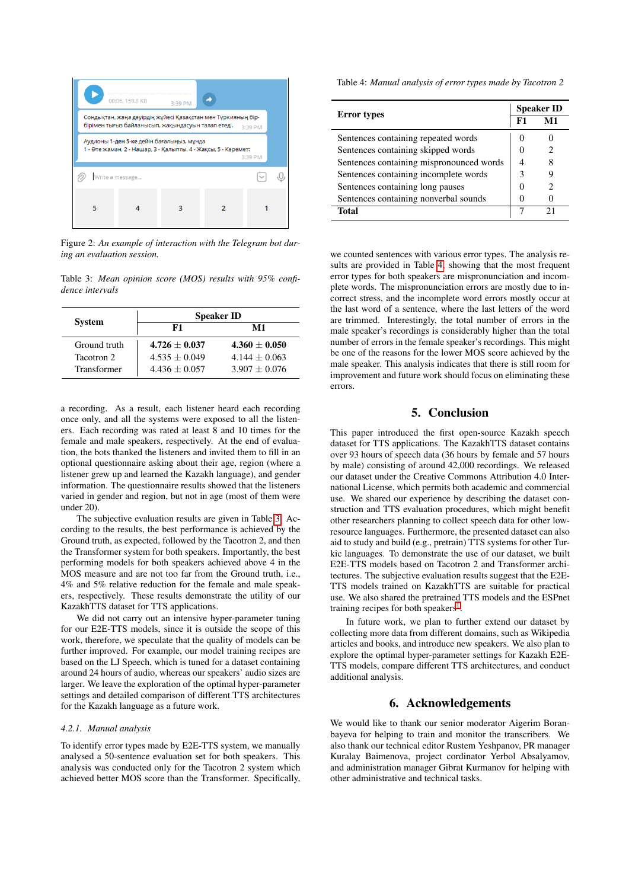Figure 2: *An example of interaction with the Telegram bot during an evaluation session.*

Table 3: *Mean opinion score (MOS) results with 95% confidence intervals*

| System | Speaker ID | |
|---|---|---|
| | F1 | M1 |
| Ground truth | **4.726** $\pm$ **0.037** | **4.360** $\pm$ **0.050** |
| Tacotron 2 | 4.535 $\pm$ 0.049 | 4.144 $\pm$ 0.063 |
| Transformer | 4.436 $\pm$ 0.057 | 3.907 $\pm$ 0.076 |

a recording. As a result, each listener heard each recording once only, and all the systems were exposed to all the listeners. Each recording was rated at least 8 and 10 times for the female and male speakers, respectively. At the end of evaluation, the bots thanked the listeners and invited them to fill in an optional questionnaire asking about their age, region (where a listener grew up and learned the Kazakh language), and gender information. The questionnaire results showed that the listeners varied in gender and region, but not in age (most of them were under 20).

The subjective evaluation results are given in Table 3. According to the results, the best performance is achieved by the Ground truth, as expected, followed by the Tacotron 2, and then the Transformer system for both speakers. Importantly, the best performing models for both speakers achieved above 4 in the MOS measure and are not too far from the Ground truth, i.e., 4% and 5% relative reduction for the female and male speakers, respectively. These results demonstrate the utility of our KazakhTTS dataset for TTS applications.

We did not carry out an intensive hyper-parameter tuning for our E2E-TTS models, since it is outside the scope of this work, therefore, we speculate that the quality of models can be further improved. For example, our model training recipes are based on the LJ Speech, which is tuned for a dataset containing around 24 hours of audio, whereas our speakers' audio sizes are larger. We leave the exploration of the optimal hyper-parameter settings and detailed comparison of different TTS architectures for the Kazakh language as a future work.

#### 4.2.1. Manual analysis

To identify error types made by E2E-TTS system, we manually analysed a 50-sentence evaluation set for both speakers. This analysis was conducted only for the Tacotron 2 system which achieved better MOS score than the Transformer. Specifically, we counted sentences with various error types. The analysis results are provided in Table 4, showing that the most frequent error types for both speakers are mispronunciation and incomplete words. The mispronunciation errors are mostly due to incorrect stress, and the incomplete word errors mostly occur at the last word of a sentence, where the last letters of the word are trimmed. Interestingly, the total number of errors in the male speaker's recordings is considerably higher than the total number of errors in the female speaker's recordings. This might be one of the reasons for the lower MOS score achieved by the male speaker. This analysis indicates that there is still room for improvement and future work should focus on eliminating these errors.

Table 4: *Manual analysis of error types made by Tacotron 2*

| Error types | Speaker ID | |
|---|---|---|
| | F1 | M1 |
| Sentences containing repeated words | 0 | 0 |
| Sentences containing skipped words | 0 | 2 |
| Sentences containing mispronounced words | 4 | 8 |
| Sentences containing incomplete words | 3 | 9 |
| Sentences containing long pauses | 0 | 2 |
| Sentences containing nonverbal sounds | 0 | 0 |
| **Total** | 7 | 21 |

## 5. Conclusion

This paper introduced the first open-source Kazakh speech dataset for TTS applications. The KazakhTTS dataset contains over 93 hours of speech data (36 hours by female and 57 hours by male) consisting of around 42,000 recordings. We released our dataset under the Creative Commons Attribution 4.0 International License, which permits both academic and commercial use. We shared our experience by describing the dataset construction and TTS evaluation procedures, which might benefit other researchers planning to collect speech data for other low-resource languages. Furthermore, the presented dataset can also aid to study and build (e.g., pretrain) TTS systems for other Turkic languages. To demonstrate the use of our dataset, we built E2E-TTS models based on Tacotron 2 and Transformer architectures. The subjective evaluation results suggest that the E2E-TTS models trained on KazakhTTS are suitable for practical use. We also shared the pretrained TTS models and the ESPnet training recipes for both speakers[1].

In future work, we plan to further extend our dataset by collecting more data from different domains, such as Wikipedia articles and books, and introduce new speakers. We also plan to explore the optimal hyper-parameter settings for Kazakh E2E-TTS models, compare different TTS architectures, and conduct additional analysis.

## 6. Acknowledgements

We would like to thank our senior moderator Aigerim Boranbayeva for helping to train and monitor the transcribers. We also thank our technical editor Rustem Yeshpanov, PR manager Kuralay Baimenova, project cordinator Yerbol Absalyamov, and administration manager Gibrat Kurmanov for helping with other administrative and technical tasks.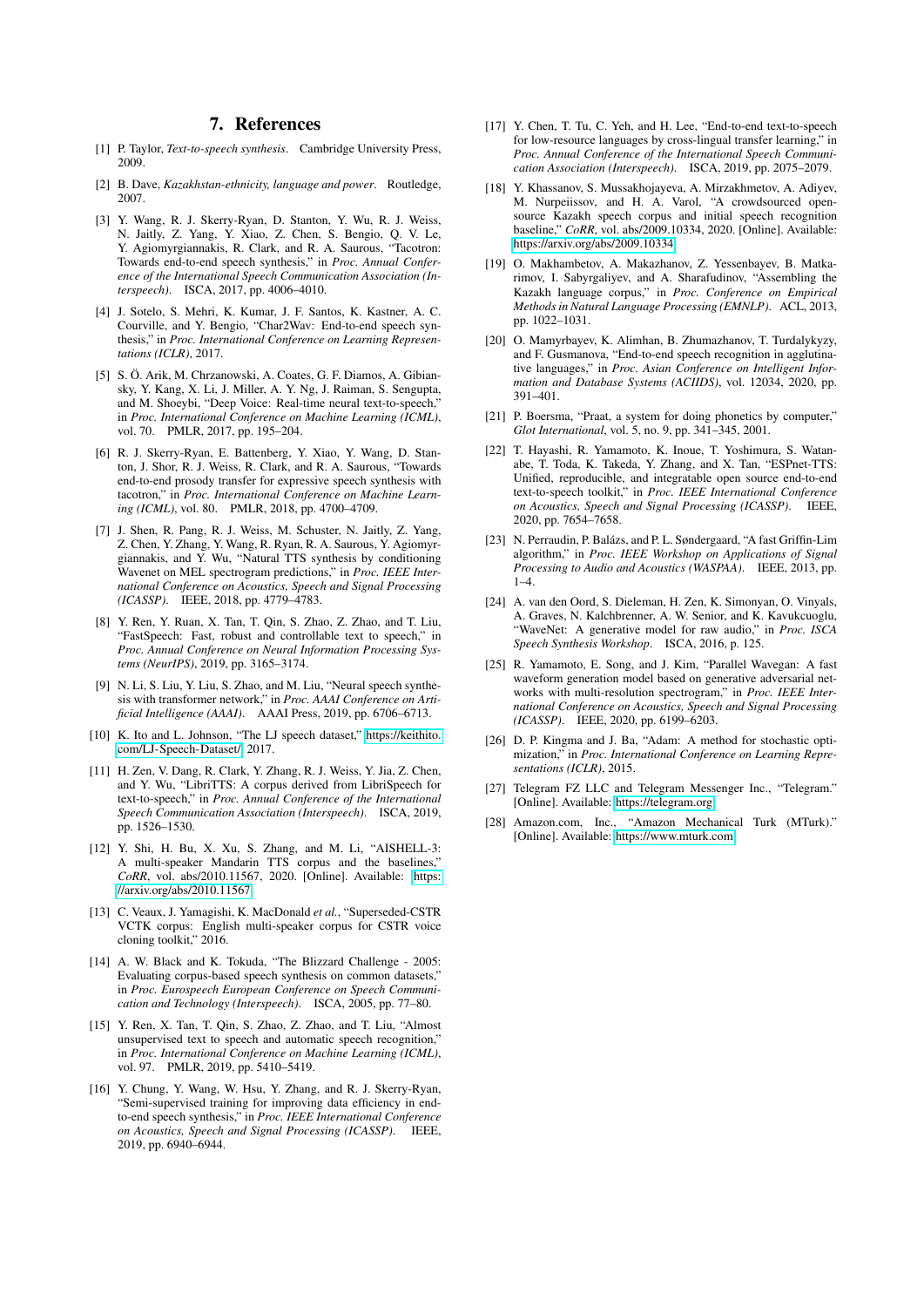# 7. References

[1] P. Taylor, *Text-to-speech synthesis*. Cambridge University Press, 2009.

[2] B. Dave, *Kazakhstan-ethnicity, language and power*. Routledge, 2007.

[3] Y. Wang, R. J. Skerry-Ryan, D. Stanton, Y. Wu, R. J. Weiss, N. Jaitly, Z. Yang, Y. Xiao, Z. Chen, S. Bengio, Q. V. Le, Y. Agiomyrgiannakis, R. Clark, and R. A. Saurous, "Tacotron: Towards end-to-end speech synthesis," in *Proc. Annual Conference of the International Speech Communication Association (Interspeech)*. ISCA, 2017, pp. 4006–4010.

[4] J. Sotelo, S. Mehri, K. Kumar, J. F. Santos, K. Kastner, A. C. Courville, and Y. Bengio, "Char2Wav: End-to-end speech synthesis," in *Proc. International Conference on Learning Representations (ICLR)*, 2017.

[5] S. Ö. Arik, M. Chrzanowski, A. Coates, G. F. Diamos, A. Gibiansky, Y. Kang, X. Li, J. Miller, A. Y. Ng, J. Raiman, S. Sengupta, and M. Shoeybi, "Deep Voice: Real-time neural text-to-speech," in *Proc. International Conference on Machine Learning (ICML)*, vol. 70. PMLR, 2017, pp. 195–204.

[6] R. J. Skerry-Ryan, E. Battenberg, Y. Xiao, Y. Wang, D. Stanton, J. Shor, R. J. Weiss, R. Clark, and R. A. Saurous, "Towards end-to-end prosody transfer for expressive speech synthesis with tacotron," in *Proc. International Conference on Machine Learning (ICML)*, vol. 80. PMLR, 2018, pp. 4700–4709.

[7] J. Shen, R. Pang, R. J. Weiss, M. Schuster, N. Jaitly, Z. Yang, Z. Chen, Y. Zhang, Y. Wang, R. Ryan, R. A. Saurous, Y. Agiomyrgiannakis, and Y. Wu, "Natural TTS synthesis by conditioning Wavenet on MEL spectrogram predictions," in *Proc. IEEE International Conference on Acoustics, Speech and Signal Processing (ICASSP)*. IEEE, 2018, pp. 4779–4783.

[8] Y. Ren, Y. Ruan, X. Tan, T. Qin, S. Zhao, Z. Zhao, and T. Liu, "FastSpeech: Fast, robust and controllable text to speech," in *Proc. Annual Conference on Neural Information Processing Systems (NeurIPS)*, 2019, pp. 3165–3174.

[9] N. Li, S. Liu, Y. Liu, S. Zhao, and M. Liu, "Neural speech synthesis with transformer network," in *Proc. AAAI Conference on Artificial Intelligence (AAAI)*. AAAI Press, 2019, pp. 6706–6713.

[10] K. Ito and L. Johnson, "The LJ speech dataset," https://keithito.com/LJ-Speech-Dataset/, 2017.

[11] H. Zen, V. Dang, R. Clark, Y. Zhang, R. J. Weiss, Y. Jia, Z. Chen, and Y. Wu, "LibriTTS: A corpus derived from LibriSpeech for text-to-speech," in *Proc. Annual Conference of the International Speech Communication Association (Interspeech)*. ISCA, 2019, pp. 1526–1530.

[12] Y. Shi, H. Bu, X. Xu, S. Zhang, and M. Li, "AISHELL-3: A multi-speaker Mandarin TTS corpus and the baselines," *CoRR*, vol. abs/2010.11567, 2020. [Online]. Available: https://arxiv.org/abs/2010.11567

[13] C. Veaux, J. Yamagishi, K. MacDonald *et al.*, "Superseded-CSTR VCTK corpus: English multi-speaker corpus for CSTR voice cloning toolkit," 2016.

[14] A. W. Black and K. Tokuda, "The Blizzard Challenge - 2005: Evaluating corpus-based speech synthesis on common datasets," in *Proc. Eurospeech European Conference on Speech Communication and Technology (Interspeech)*. ISCA, 2005, pp. 77–80.

[15] Y. Ren, X. Tan, T. Qin, S. Zhao, Z. Zhao, and T. Liu, "Almost unsupervised text to speech and automatic speech recognition," in *Proc. International Conference on Machine Learning (ICML)*, vol. 97. PMLR, 2019, pp. 5410–5419.

[16] Y. Chung, Y. Wang, W. Hsu, Y. Zhang, and R. J. Skerry-Ryan, "Semi-supervised training for improving data efficiency in end-to-end speech synthesis," in *Proc. IEEE International Conference on Acoustics, Speech and Signal Processing (ICASSP)*. IEEE, 2019, pp. 6940–6944.

[17] Y. Chen, T. Tu, C. Yeh, and H. Lee, "End-to-end text-to-speech for low-resource languages by cross-lingual transfer learning," in *Proc. Annual Conference of the International Speech Communication Association (Interspeech)*. ISCA, 2019, pp. 2075–2079.

[18] Y. Khassanov, S. Mussakhojayeva, A. Mirzakhmetov, A. Adiyev, M. Nurpeiissov, and H. A. Varol, "A crowdsourced open-source Kazakh speech corpus and initial speech recognition baseline," *CoRR*, vol. abs/2009.10334, 2020. [Online]. Available: https://arxiv.org/abs/2009.10334

[19] O. Makhambetov, A. Makazhanov, Z. Yessenbayev, B. Matkarimov, I. Sabyrgaliyev, and A. Sharafudinov, "Assembling the Kazakh language corpus," in *Proc. Conference on Empirical Methods in Natural Language Processing (EMNLP)*. ACL, 2013, pp. 1022–1031.

[20] O. Mamyrbayev, K. Alimhan, B. Zhumazhanov, T. Turdalykyzy, and F. Gusmanova, "End-to-end speech recognition in agglutinative languages," in *Proc. Asian Conference on Intelligent Information and Database Systems (ACIIDS)*, vol. 12034, 2020, pp. 391–401.

[21] P. Boersma, "Praat, a system for doing phonetics by computer," *Glot International*, vol. 5, no. 9, pp. 341–345, 2001.

[22] T. Hayashi, R. Yamamoto, K. Inoue, T. Yoshimura, S. Watanabe, T. Toda, K. Takeda, Y. Zhang, and X. Tan, "ESPnet-TTS: Unified, reproducible, and integratable open source end-to-end text-to-speech toolkit," in *Proc. IEEE International Conference on Acoustics, Speech and Signal Processing (ICASSP)*. IEEE, 2020, pp. 7654–7658.

[23] N. Perraudin, P. Balázs, and P. L. Søndergaard, "A fast Griffin-Lim algorithm," in *Proc. IEEE Workshop on Applications of Signal Processing to Audio and Acoustics (WASPAA)*. IEEE, 2013, pp. 1–4.

[24] A. van den Oord, S. Dieleman, H. Zen, K. Simonyan, O. Vinyals, A. Graves, N. Kalchbrenner, A. W. Senior, and K. Kavukcuoglu, "WaveNet: A generative model for raw audio," in *Proc. ISCA Speech Synthesis Workshop*. ISCA, 2016, p. 125.

[25] R. Yamamoto, E. Song, and J. Kim, "Parallel Wavegan: A fast waveform generation model based on generative adversarial networks with multi-resolution spectrogram," in *Proc. IEEE International Conference on Acoustics, Speech and Signal Processing (ICASSP)*. IEEE, 2020, pp. 6199–6203.

[26] D. P. Kingma and J. Ba, "Adam: A method for stochastic optimization," in *Proc. International Conference on Learning Representations (ICLR)*, 2015.

[27] Telegram FZ LLC and Telegram Messenger Inc., "Telegram." [Online]. Available: https://telegram.org

[28] Amazon.com, Inc., "Amazon Mechanical Turk (MTurk)." [Online]. Available: https://www.mturk.com